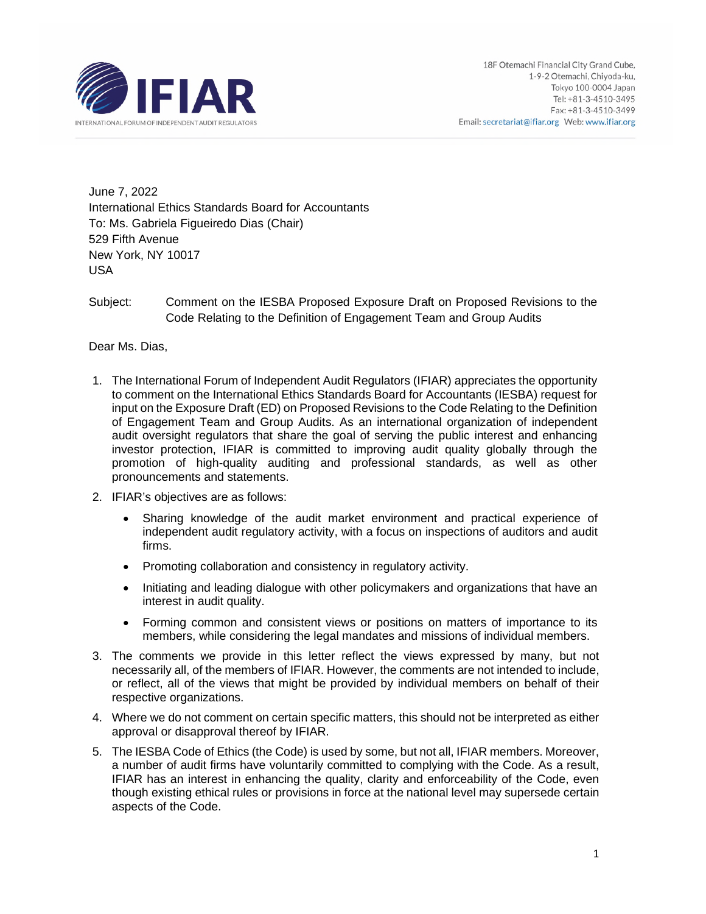IFIAR

INTERNATIONAL FORUM OF INDEPENDENT AUDIT REGULATORS

18F Otemachi Financial City Grand Cube,
1-9-2 Otemachi, Chiyoda-ku,
Tokyo 100-0004 Japan
Tel: +81-3-4510-3495
Fax: +81-3-4510-3499
Email: secretariat@ifiar.org Web: www.ifiar.org

June 7, 2022
International Ethics Standards Board for Accountants
To: Ms. Gabriela Figueiredo Dias (Chair)
529 Fifth Avenue
New York, NY 10017
USA

Subject: Comment on the IESBA Proposed Exposure Draft on Proposed Revisions to the Code Relating to the Definition of Engagement Team and Group Audits

Dear Ms. Dias,

1. The International Forum of Independent Audit Regulators (IFIAR) appreciates the opportunity to comment on the International Ethics Standards Board for Accountants (IESBA) request for input on the Exposure Draft (ED) on Proposed Revisions to the Code Relating to the Definition of Engagement Team and Group Audits. As an international organization of independent audit oversight regulators that share the goal of serving the public interest and enhancing investor protection, IFIAR is committed to improving audit quality globally through the promotion of high-quality auditing and professional standards, as well as other pronouncements and statements.
2. IFIAR's objectives are as follows:
   - Sharing knowledge of the audit market environment and practical experience of independent audit regulatory activity, with a focus on inspections of auditors and audit firms.
   - Promoting collaboration and consistency in regulatory activity.
   - Initiating and leading dialogue with other policymakers and organizations that have an interest in audit quality.
   - Forming common and consistent views or positions on matters of importance to its members, while considering the legal mandates and missions of individual members.
3. The comments we provide in this letter reflect the views expressed by many, but not necessarily all, of the members of IFIAR. However, the comments are not intended to include, or reflect, all of the views that might be provided by individual members on behalf of their respective organizations.
4. Where we do not comment on certain specific matters, this should not be interpreted as either approval or disapproval thereof by IFIAR.
5. The IESBA Code of Ethics (the Code) is used by some, but not all, IFIAR members. Moreover, a number of audit firms have voluntarily committed to complying with the Code. As a result, IFIAR has an interest in enhancing the quality, clarity and enforceability of the Code, even though existing ethical rules or provisions in force at the national level may supersede certain aspects of the Code.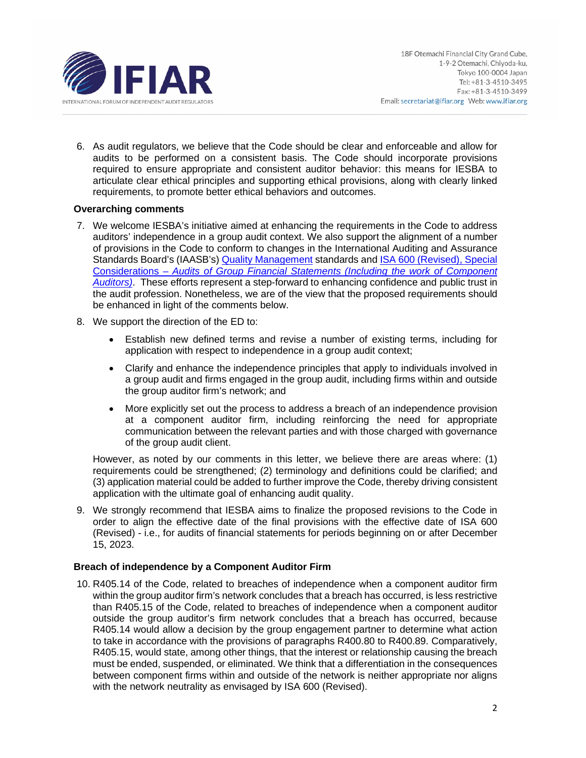6. As audit regulators, we believe that the Code should be clear and enforceable and allow for audits to be performed on a consistent basis. The Code should incorporate provisions required to ensure appropriate and consistent auditor behavior: this means for IESBA to articulate clear ethical principles and supporting ethical provisions, along with clearly linked requirements, to promote better ethical behaviors and outcomes.

**Overarching comments**

7. We welcome IESBA's initiative aimed at enhancing the requirements in the Code to address auditors' independence in a group audit context. We also support the alignment of a number of provisions in the Code to conform to changes in the International Auditing and Assurance Standards Board's (IAASB's) Quality Management standards and ISA 600 (Revised), Special Considerations – *Audits of Group Financial Statements (Including the work of Component Auditors)*. These efforts represent a step-forward to enhancing confidence and public trust in the audit profession. Nonetheless, we are of the view that the proposed requirements should be enhanced in light of the comments below.

8. We support the direction of the ED to:

   - Establish new defined terms and revise a number of existing terms, including for application with respect to independence in a group audit context;
   - Clarify and enhance the independence principles that apply to individuals involved in a group audit and firms engaged in the group audit, including firms within and outside the group auditor firm's network; and
   - More explicitly set out the process to address a breach of an independence provision at a component auditor firm, including reinforcing the need for appropriate communication between the relevant parties and with those charged with governance of the group audit client.

   However, as noted by our comments in this letter, we believe there are areas where: (1) requirements could be strengthened; (2) terminology and definitions could be clarified; and (3) application material could be added to further improve the Code, thereby driving consistent application with the ultimate goal of enhancing audit quality.

9. We strongly recommend that IESBA aims to finalize the proposed revisions to the Code in order to align the effective date of the final provisions with the effective date of ISA 600 (Revised) - i.e., for audits of financial statements for periods beginning on or after December 15, 2023.

**Breach of independence by a Component Auditor Firm**

10. R405.14 of the Code, related to breaches of independence when a component auditor firm within the group auditor firm's network concludes that a breach has occurred, is less restrictive than R405.15 of the Code, related to breaches of independence when a component auditor outside the group auditor's firm network concludes that a breach has occurred, because R405.14 would allow a decision by the group engagement partner to determine what action to take in accordance with the provisions of paragraphs R400.80 to R400.89. Comparatively, R405.15, would state, among other things, that the interest or relationship causing the breach must be ended, suspended, or eliminated. We think that a differentiation in the consequences between component firms within and outside of the network is neither appropriate nor aligns with the network neutrality as envisaged by ISA 600 (Revised).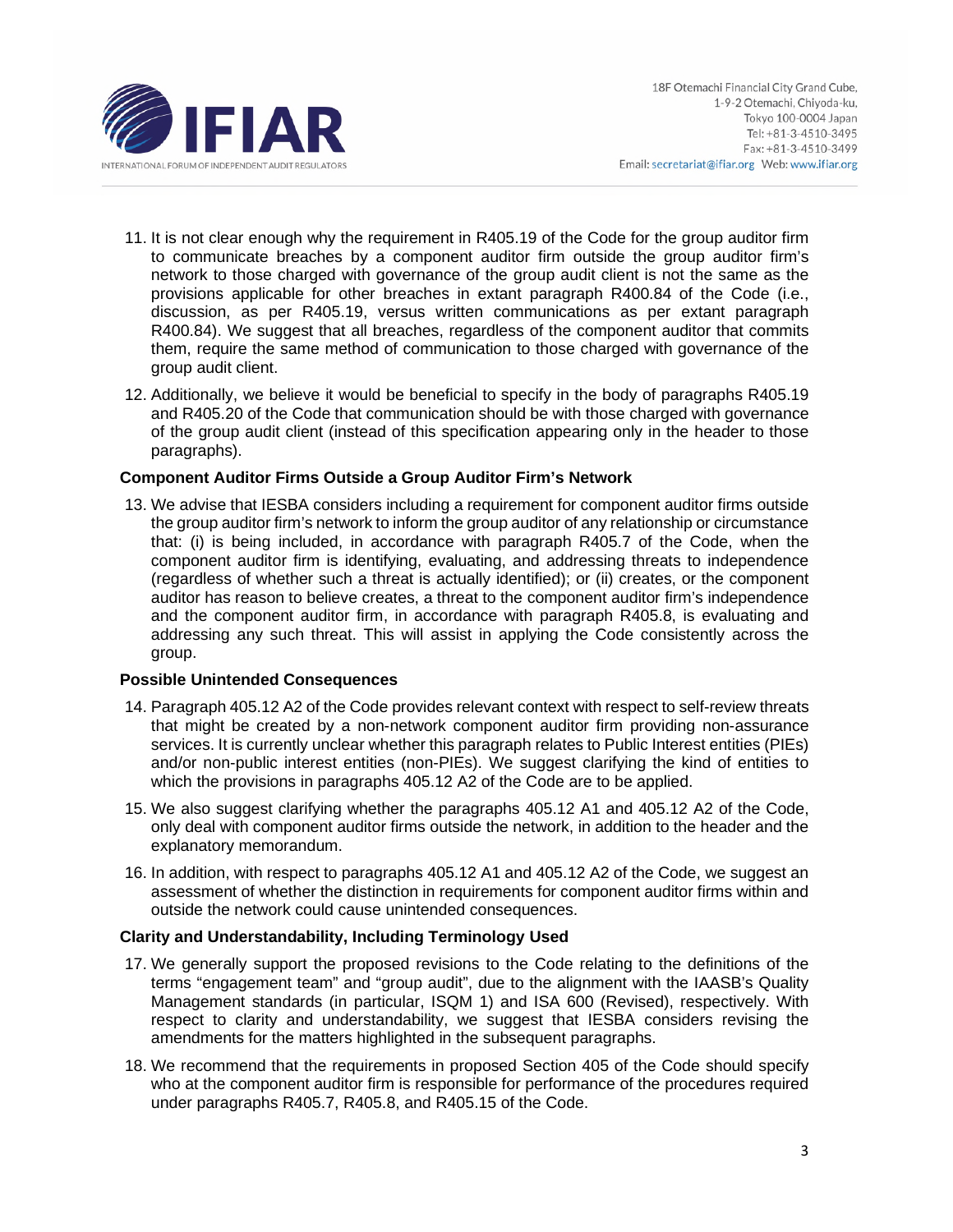11. It is not clear enough why the requirement in R405.19 of the Code for the group auditor firm to communicate breaches by a component auditor firm outside the group auditor firm's network to those charged with governance of the group audit client is not the same as the provisions applicable for other breaches in extant paragraph R400.84 of the Code (i.e., discussion, as per R405.19, versus written communications as per extant paragraph R400.84). We suggest that all breaches, regardless of the component auditor that commits them, require the same method of communication to those charged with governance of the group audit client.

12. Additionally, we believe it would be beneficial to specify in the body of paragraphs R405.19 and R405.20 of the Code that communication should be with those charged with governance of the group audit client (instead of this specification appearing only in the header to those paragraphs).

**Component Auditor Firms Outside a Group Auditor Firm's Network**

13. We advise that IESBA considers including a requirement for component auditor firms outside the group auditor firm's network to inform the group auditor of any relationship or circumstance that: (i) is being included, in accordance with paragraph R405.7 of the Code, when the component auditor firm is identifying, evaluating, and addressing threats to independence (regardless of whether such a threat is actually identified); or (ii) creates, or the component auditor has reason to believe creates, a threat to the component auditor firm's independence and the component auditor firm, in accordance with paragraph R405.8, is evaluating and addressing any such threat. This will assist in applying the Code consistently across the group.

**Possible Unintended Consequences**

14. Paragraph 405.12 A2 of the Code provides relevant context with respect to self-review threats that might be created by a non-network component auditor firm providing non-assurance services. It is currently unclear whether this paragraph relates to Public Interest entities (PIEs) and/or non-public interest entities (non-PIEs). We suggest clarifying the kind of entities to which the provisions in paragraphs 405.12 A2 of the Code are to be applied.

15. We also suggest clarifying whether the paragraphs 405.12 A1 and 405.12 A2 of the Code, only deal with component auditor firms outside the network, in addition to the header and the explanatory memorandum.

16. In addition, with respect to paragraphs 405.12 A1 and 405.12 A2 of the Code, we suggest an assessment of whether the distinction in requirements for component auditor firms within and outside the network could cause unintended consequences.

**Clarity and Understandability, Including Terminology Used**

17. We generally support the proposed revisions to the Code relating to the definitions of the terms "engagement team" and "group audit", due to the alignment with the IAASB's Quality Management standards (in particular, ISQM 1) and ISA 600 (Revised), respectively. With respect to clarity and understandability, we suggest that IESBA considers revising the amendments for the matters highlighted in the subsequent paragraphs.

18. We recommend that the requirements in proposed Section 405 of the Code should specify who at the component auditor firm is responsible for performance of the procedures required under paragraphs R405.7, R405.8, and R405.15 of the Code.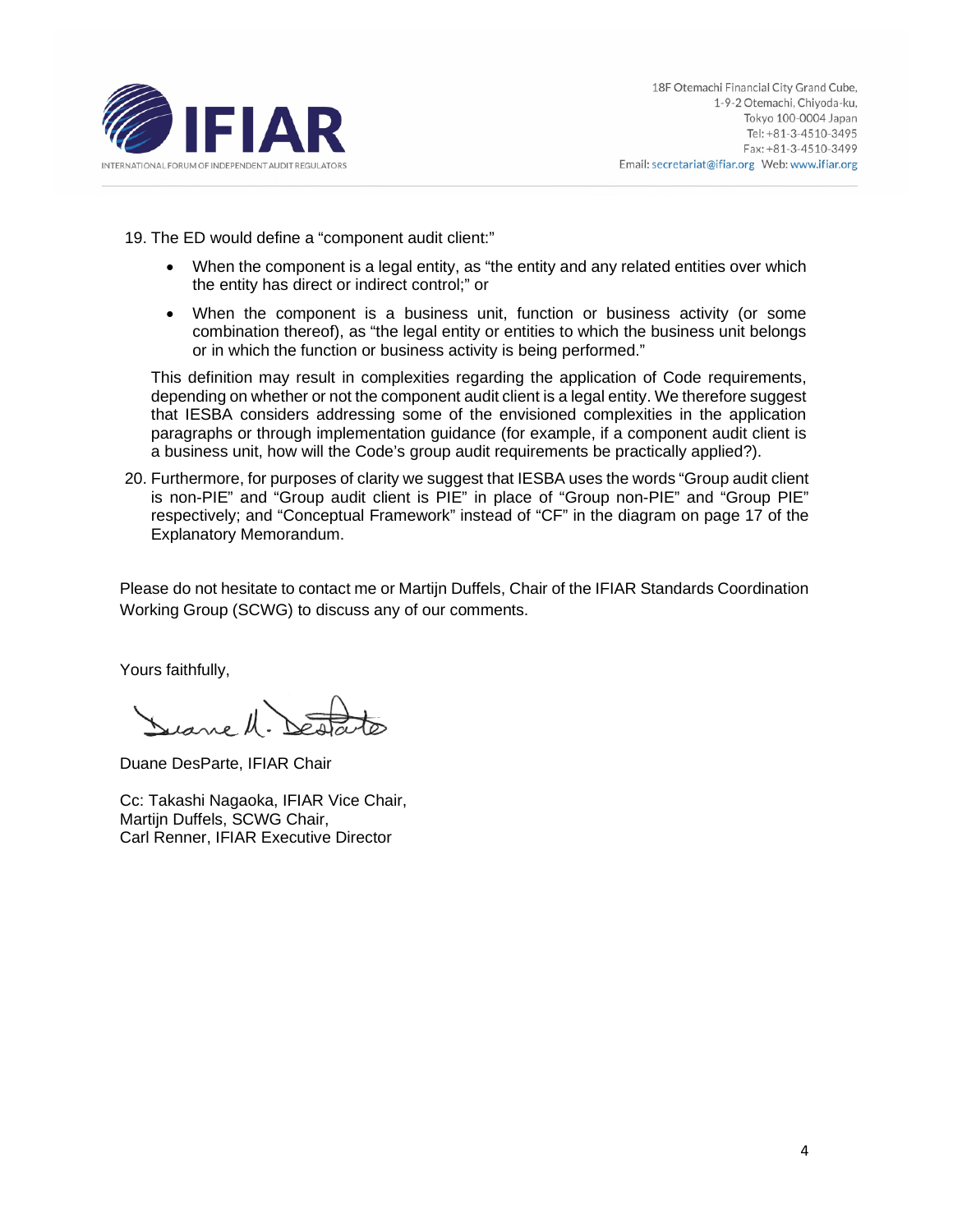19. The ED would define a "component audit client:"

    - When the component is a legal entity, as "the entity and any related entities over which the entity has direct or indirect control;" or
    - When the component is a business unit, function or business activity (or some combination thereof), as "the legal entity or entities to which the business unit belongs or in which the function or business activity is being performed."

    This definition may result in complexities regarding the application of Code requirements, depending on whether or not the component audit client is a legal entity. We therefore suggest that IESBA considers addressing some of the envisioned complexities in the application paragraphs or through implementation guidance (for example, if a component audit client is a business unit, how will the Code's group audit requirements be practically applied?).

20. Furthermore, for purposes of clarity we suggest that IESBA uses the words "Group audit client is non-PIE" and "Group audit client is PIE" in place of "Group non-PIE" and "Group PIE" respectively; and "Conceptual Framework" instead of "CF" in the diagram on page 17 of the Explanatory Memorandum.

Please do not hesitate to contact me or Martijn Duffels, Chair of the IFIAR Standards Coordination Working Group (SCWG) to discuss any of our comments.

Yours faithfully,

Duane DesParte, IFIAR Chair

Cc: Takashi Nagaoka, IFIAR Vice Chair,
Martijn Duffels, SCWG Chair,
Carl Renner, IFIAR Executive Director